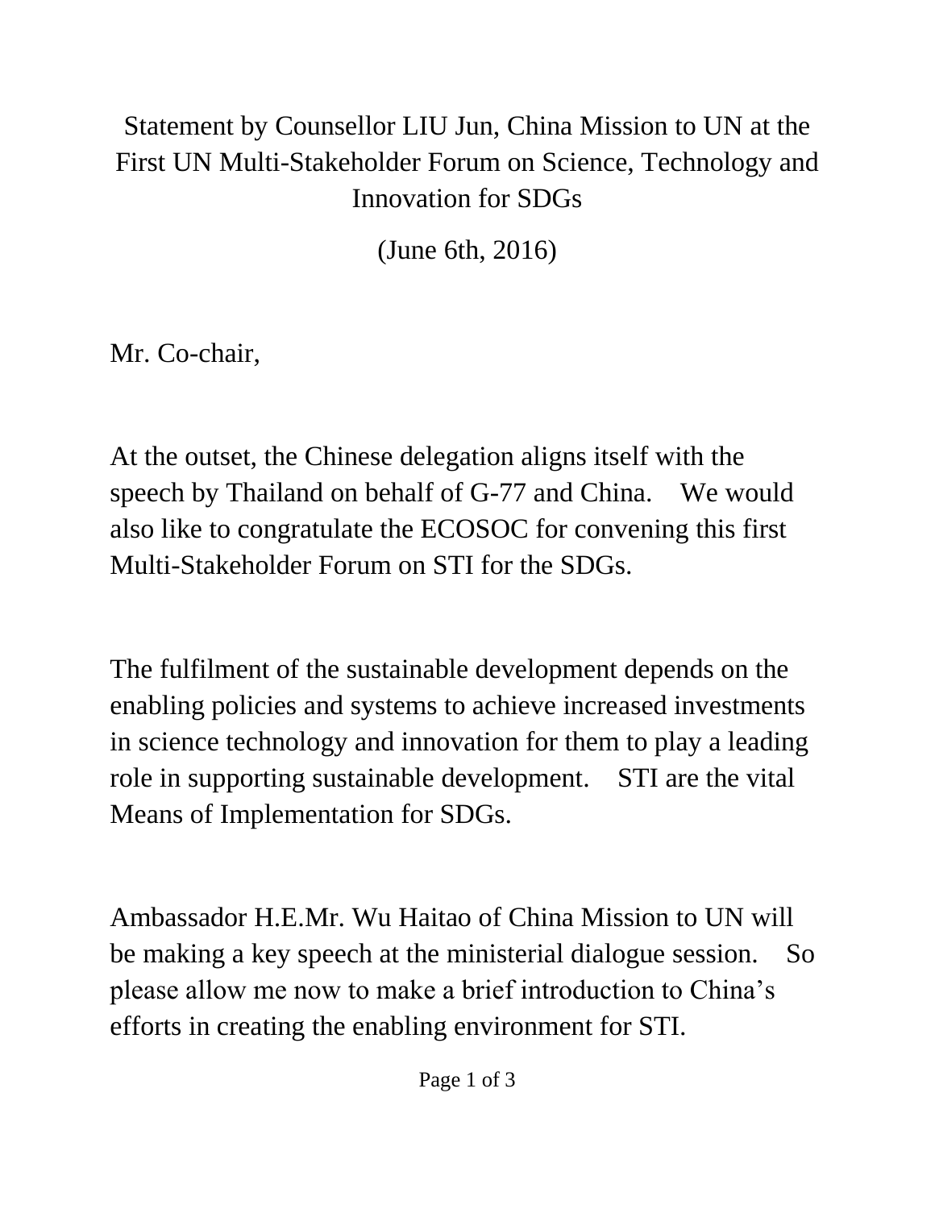# Statement by Counsellor LIU Jun, China Mission to UN at the First UN Multi-Stakeholder Forum on Science, Technology and Innovation for SDGs

(June 6th, 2016)

Mr. Co-chair,

At the outset, the Chinese delegation aligns itself with the speech by Thailand on behalf of G-77 and China. We would also like to congratulate the ECOSOC for convening this first Multi-Stakeholder Forum on STI for the SDGs.

The fulfilment of the sustainable development depends on the enabling policies and systems to achieve increased investments in science technology and innovation for them to play a leading role in supporting sustainable development. STI are the vital Means of Implementation for SDGs.

Ambassador H.E.Mr. Wu Haitao of China Mission to UN will be making a key speech at the ministerial dialogue session. So please allow me now to make a brief introduction to China's efforts in creating the enabling environment for STI.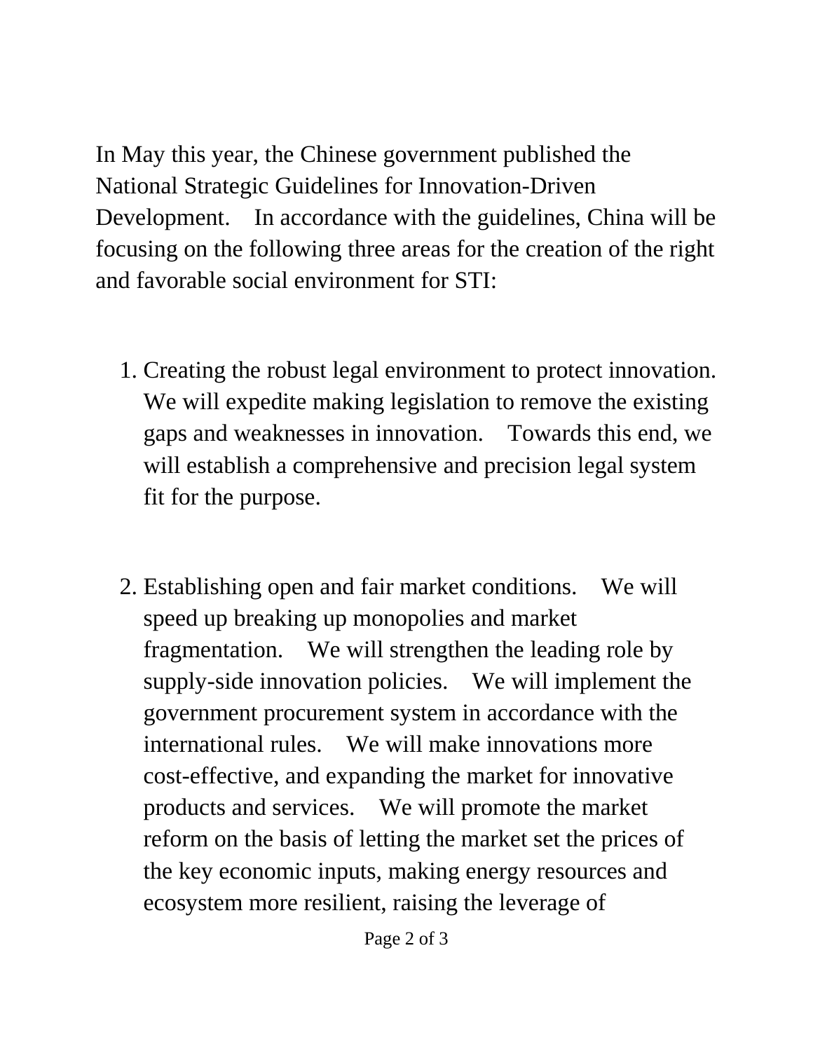In May this year, the Chinese government published the National Strategic Guidelines for Innovation-Driven Development. In accordance with the guidelines, China will be focusing on the following three areas for the creation of the right and favorable social environment for STI:

1. Creating the robust legal environment to protect innovation. We will expedite making legislation to remove the existing gaps and weaknesses in innovation. Towards this end, we will establish a comprehensive and precision legal system fit for the purpose.

2. Establishing open and fair market conditions. We will speed up breaking up monopolies and market fragmentation. We will strengthen the leading role by supply-side innovation policies. We will implement the government procurement system in accordance with the international rules. We will make innovations more cost-effective, and expanding the market for innovative products and services. We will promote the market reform on the basis of letting the market set the prices of the key economic inputs, making energy resources and ecosystem more resilient, raising the leverage of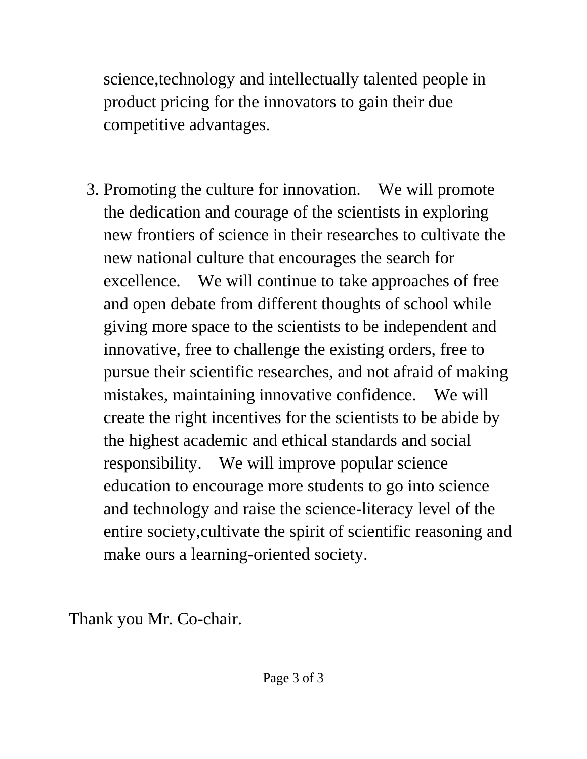science,technology and intellectually talented people in product pricing for the innovators to gain their due competitive advantages.

3. Promoting the culture for innovation. We will promote the dedication and courage of the scientists in exploring new frontiers of science in their researches to cultivate the new national culture that encourages the search for excellence. We will continue to take approaches of free and open debate from different thoughts of school while giving more space to the scientists to be independent and innovative, free to challenge the existing orders, free to pursue their scientific researches, and not afraid of making mistakes, maintaining innovative confidence. We will create the right incentives for the scientists to be abide by the highest academic and ethical standards and social responsibility. We will improve popular science education to encourage more students to go into science and technology and raise the science-literacy level of the entire society,cultivate the spirit of scientific reasoning and make ours a learning-oriented society.

Thank you Mr. Co-chair.